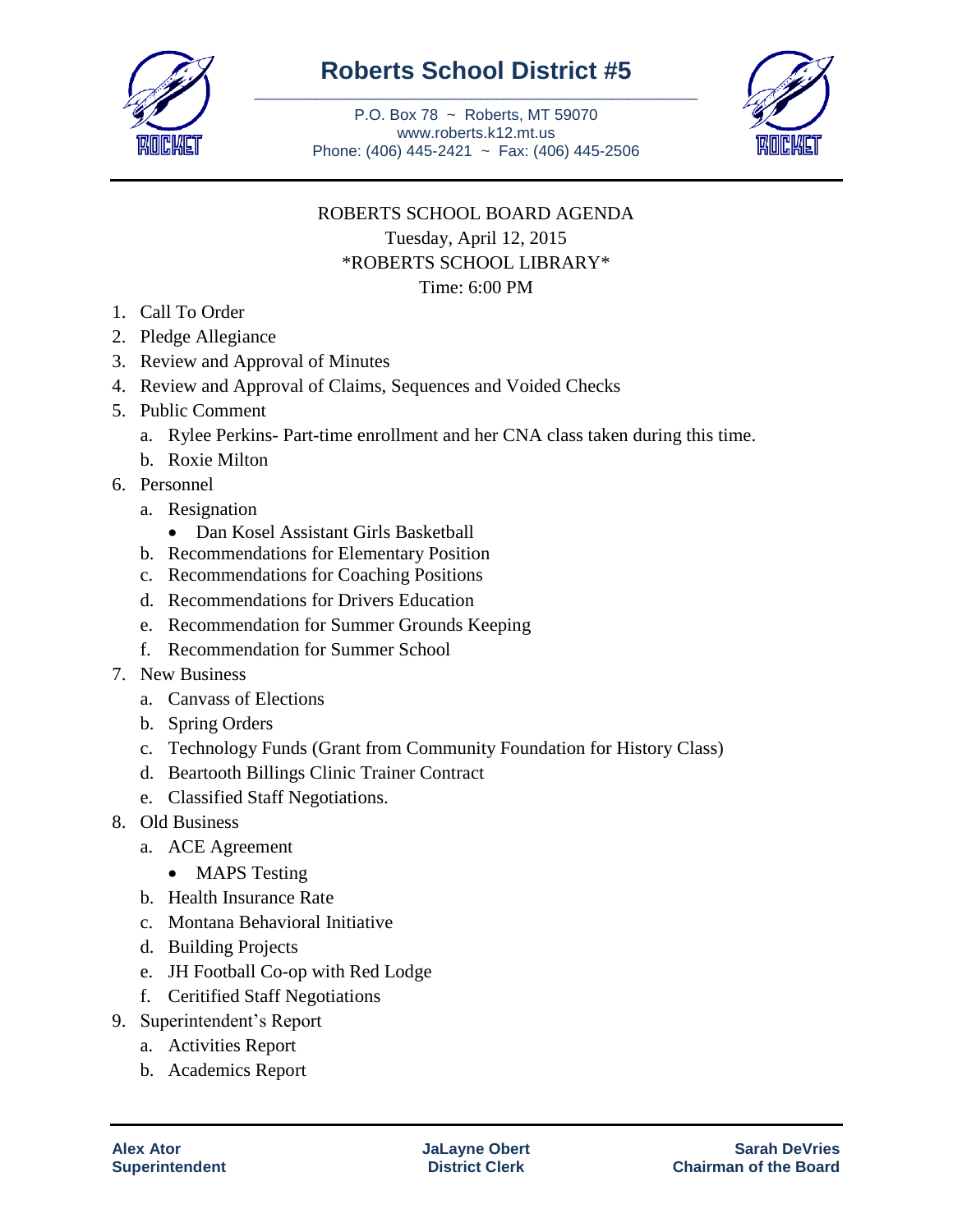# Roberts School District #5

P.O. Box 78 ~ Roberts, MT 59070
www.roberts.k12.mt.us
Phone: (406) 445-2421 ~ Fax: (406) 445-2506

ROBERTS SCHOOL BOARD AGENDA
Tuesday, April 12, 2015
*ROBERTS SCHOOL LIBRARY*
Time: 6:00 PM

1. Call To Order
2. Pledge Allegiance
3. Review and Approval of Minutes
4. Review and Approval of Claims, Sequences and Voided Checks
5. Public Comment
   a. Rylee Perkins- Part-time enrollment and her CNA class taken during this time.
   b. Roxie Milton
6. Personnel
   a. Resignation
      - Dan Kosel Assistant Girls Basketball
   b. Recommendations for Elementary Position
   c. Recommendations for Coaching Positions
   d. Recommendations for Drivers Education
   e. Recommendation for Summer Grounds Keeping
   f. Recommendation for Summer School
7. New Business
   a. Canvass of Elections
   b. Spring Orders
   c. Technology Funds (Grant from Community Foundation for History Class)
   d. Beartooth Billings Clinic Trainer Contract
   e. Classified Staff Negotiations.
8. Old Business
   a. ACE Agreement
      - MAPS Testing
   b. Health Insurance Rate
   c. Montana Behavioral Initiative
   d. Building Projects
   e. JH Football Co-op with Red Lodge
   f. Ceritified Staff Negotiations
9. Superintendent's Report
   a. Activities Report
   b. Academics Report

**Alex Ator**
**Superintendent**

**JaLayne Obert**
**District Clerk**

**Sarah DeVries**
**Chairman of the Board**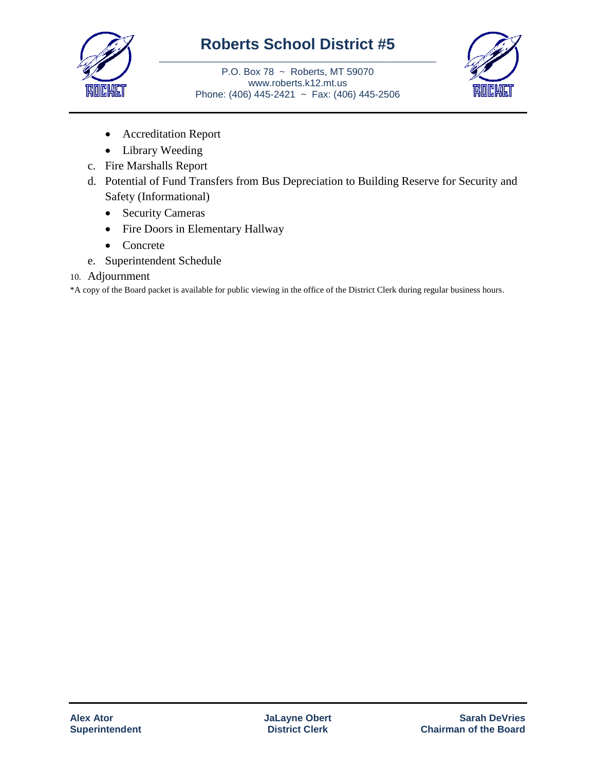- Accreditation Report
- Library Weeding

c. Fire Marshalls Report

d. Potential of Fund Transfers from Bus Depreciation to Building Reserve for Security and Safety (Informational)

- Security Cameras
- Fire Doors in Elementary Hallway
- Concrete

e. Superintendent Schedule

10. Adjournment

*A copy of the Board packet is available for public viewing in the office of the District Clerk during regular business hours.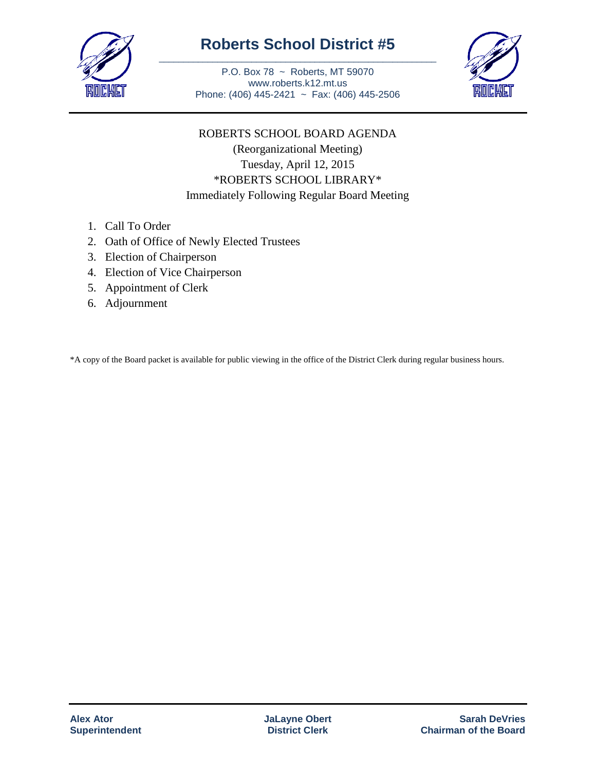# Roberts School District #5

P.O. Box 78 ~ Roberts, MT 59070
www.roberts.k12.mt.us
Phone: (406) 445-2421 ~ Fax: (406) 445-2506

ROBERTS SCHOOL BOARD AGENDA
(Reorganizational Meeting)
Tuesday, April 12, 2015
*ROBERTS SCHOOL LIBRARY*
Immediately Following Regular Board Meeting

1. Call To Order
2. Oath of Office of Newly Elected Trustees
3. Election of Chairperson
4. Election of Vice Chairperson
5. Appointment of Clerk
6. Adjournment

*A copy of the Board packet is available for public viewing in the office of the District Clerk during regular business hours.

**Alex Ator**
**Superintendent**

**JaLayne Obert**
**District Clerk**

**Sarah DeVries**
**Chairman of the Board**